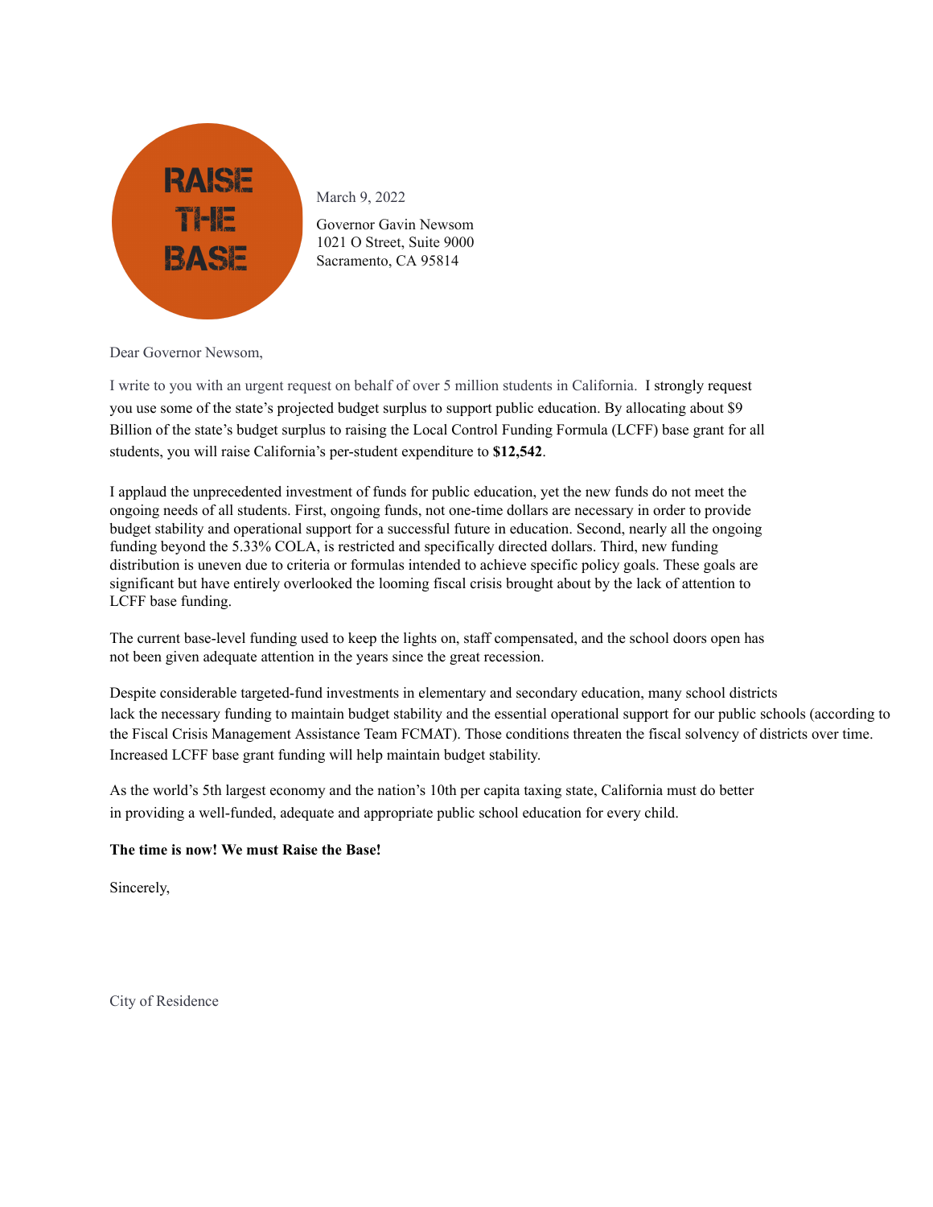RAISE THE BASE

March 9, 2022

Governor Gavin Newsom
1021 O Street, Suite 9000
Sacramento, CA 95814

Dear Governor Newsom,

I write to you with an urgent request on behalf of over 5 million students in California. I strongly request you use some of the state's projected budget surplus to support public education. By allocating about $9 Billion of the state's budget surplus to raising the Local Control Funding Formula (LCFF) base grant for all students, you will raise California's per-student expenditure to **$12,542**.

I applaud the unprecedented investment of funds for public education, yet the new funds do not meet the ongoing needs of all students. First, ongoing funds, not one-time dollars are necessary in order to provide budget stability and operational support for a successful future in education. Second, nearly all the ongoing funding beyond the 5.33% COLA, is restricted and specifically directed dollars. Third, new funding distribution is uneven due to criteria or formulas intended to achieve specific policy goals. These goals are significant but have entirely overlooked the looming fiscal crisis brought about by the lack of attention to LCFF base funding.

The current base-level funding used to keep the lights on, staff compensated, and the school doors open has not been given adequate attention in the years since the great recession.

Despite considerable targeted-fund investments in elementary and secondary education, many school districts lack the necessary funding to maintain budget stability and the essential operational support for our public schools (according to the Fiscal Crisis Management Assistance Team FCMAT). Those conditions threaten the fiscal solvency of districts over time. Increased LCFF base grant funding will help maintain budget stability.

As the world's 5th largest economy and the nation's 10th per capita taxing state, California must do better in providing a well-funded, adequate and appropriate public school education for every child.

**The time is now! We must Raise the Base!**

Sincerely,

City of Residence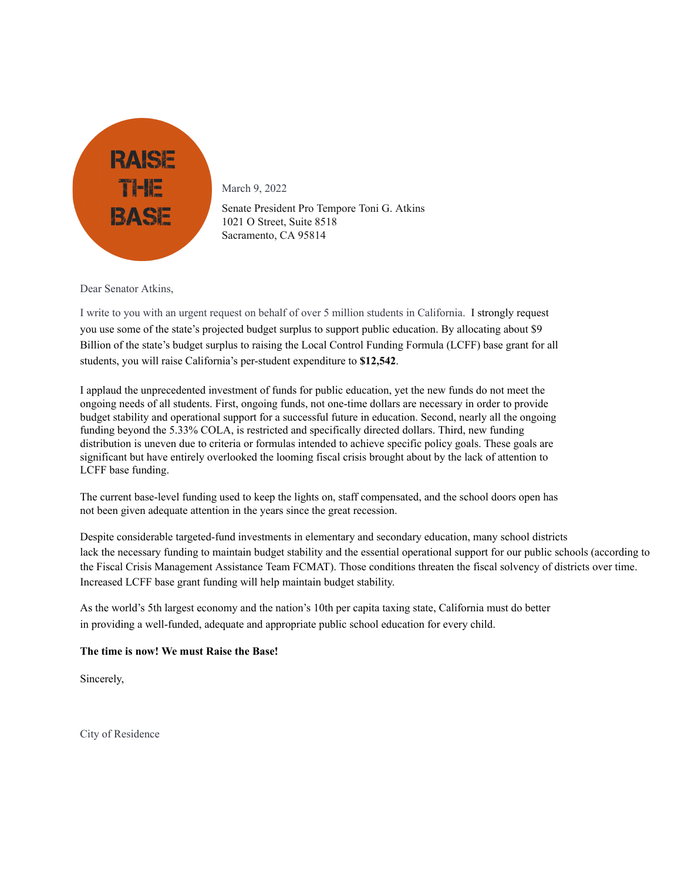RAISE THE BASE

March 9, 2022

Senate President Pro Tempore Toni G. Atkins
1021 O Street, Suite 8518
Sacramento, CA 95814

Dear Senator Atkins,

I write to you with an urgent request on behalf of over 5 million students in California. I strongly request you use some of the state's projected budget surplus to support public education. By allocating about $9 Billion of the state's budget surplus to raising the Local Control Funding Formula (LCFF) base grant for all students, you will raise California's per-student expenditure to **$12,542**.

I applaud the unprecedented investment of funds for public education, yet the new funds do not meet the ongoing needs of all students. First, ongoing funds, not one-time dollars are necessary in order to provide budget stability and operational support for a successful future in education. Second, nearly all the ongoing funding beyond the 5.33% COLA, is restricted and specifically directed dollars. Third, new funding distribution is uneven due to criteria or formulas intended to achieve specific policy goals. These goals are significant but have entirely overlooked the looming fiscal crisis brought about by the lack of attention to LCFF base funding.

The current base-level funding used to keep the lights on, staff compensated, and the school doors open has not been given adequate attention in the years since the great recession.

Despite considerable targeted-fund investments in elementary and secondary education, many school districts lack the necessary funding to maintain budget stability and the essential operational support for our public schools (according to the Fiscal Crisis Management Assistance Team FCMAT). Those conditions threaten the fiscal solvency of districts over time. Increased LCFF base grant funding will help maintain budget stability.

As the world's 5th largest economy and the nation's 10th per capita taxing state, California must do better in providing a well-funded, adequate and appropriate public school education for every child.

**The time is now! We must Raise the Base!**

Sincerely,

City of Residence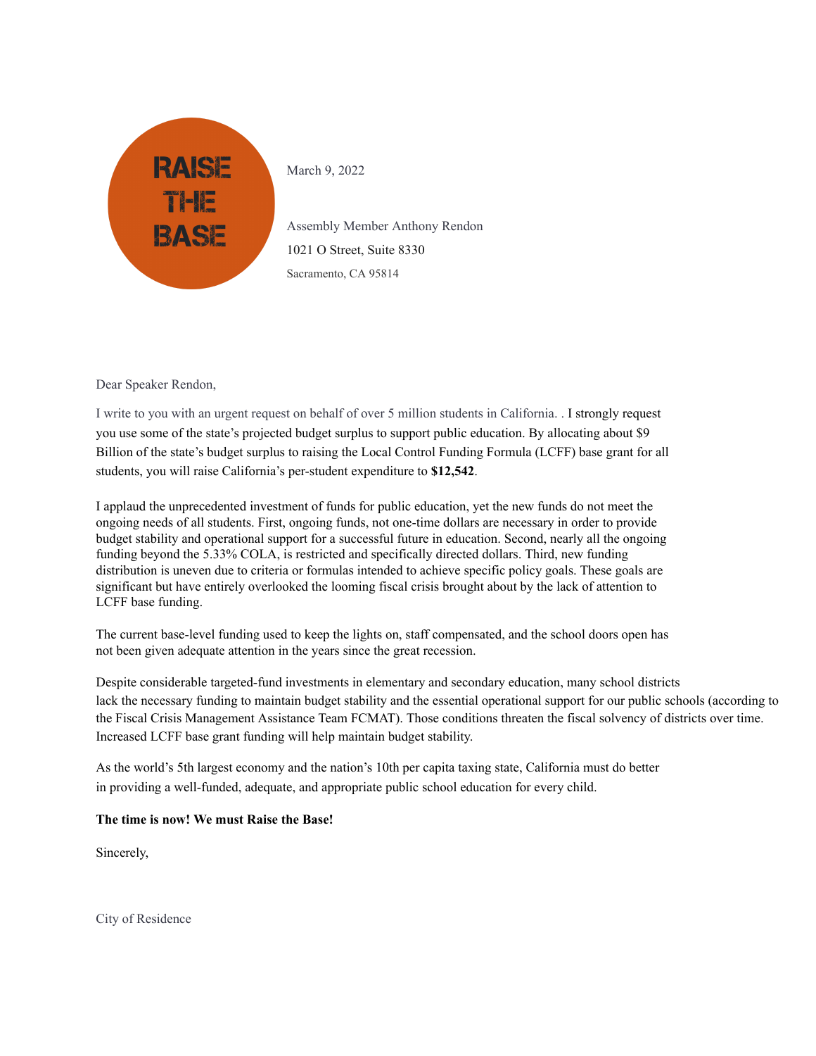RAISE THE BASE

March 9, 2022

Assembly Member Anthony Rendon
1021 O Street, Suite 8330
Sacramento, CA 95814

Dear Speaker Rendon,

I write to you with an urgent request on behalf of over 5 million students in California. . I strongly request you use some of the state's projected budget surplus to support public education. By allocating about $9 Billion of the state's budget surplus to raising the Local Control Funding Formula (LCFF) base grant for all students, you will raise California's per-student expenditure to **$12,542**.

I applaud the unprecedented investment of funds for public education, yet the new funds do not meet the ongoing needs of all students. First, ongoing funds, not one-time dollars are necessary in order to provide budget stability and operational support for a successful future in education. Second, nearly all the ongoing funding beyond the 5.33% COLA, is restricted and specifically directed dollars. Third, new funding distribution is uneven due to criteria or formulas intended to achieve specific policy goals. These goals are significant but have entirely overlooked the looming fiscal crisis brought about by the lack of attention to LCFF base funding.

The current base-level funding used to keep the lights on, staff compensated, and the school doors open has not been given adequate attention in the years since the great recession.

Despite considerable targeted-fund investments in elementary and secondary education, many school districts lack the necessary funding to maintain budget stability and the essential operational support for our public schools (according to the Fiscal Crisis Management Assistance Team FCMAT). Those conditions threaten the fiscal solvency of districts over time. Increased LCFF base grant funding will help maintain budget stability.

As the world's 5th largest economy and the nation's 10th per capita taxing state, California must do better in providing a well-funded, adequate, and appropriate public school education for every child.

**The time is now! We must Raise the Base!**

Sincerely,

City of Residence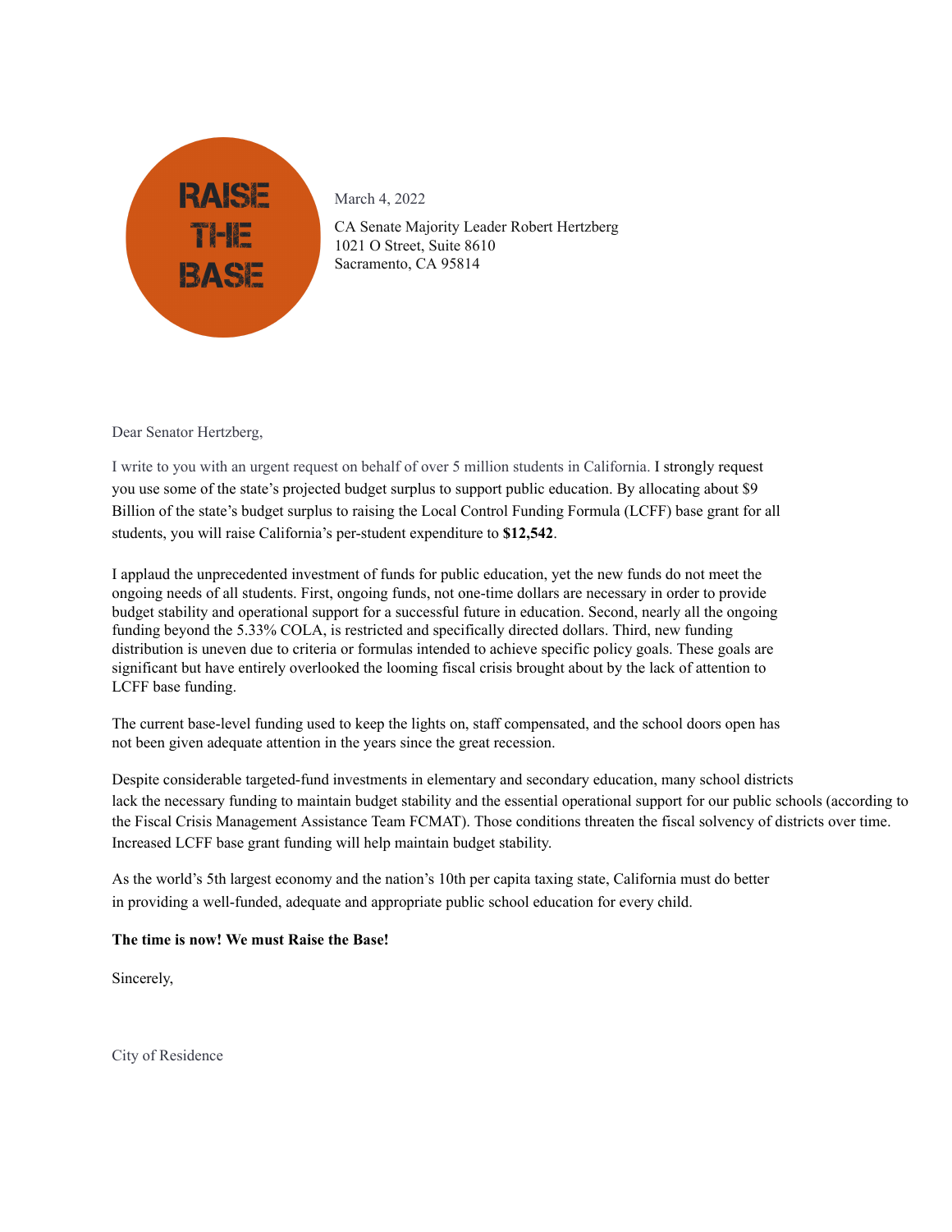RAISE THE BASE

March 4, 2022

CA Senate Majority Leader Robert Hertzberg
1021 O Street, Suite 8610
Sacramento, CA 95814

Dear Senator Hertzberg,

I write to you with an urgent request on behalf of over 5 million students in California. I strongly request you use some of the state's projected budget surplus to support public education. By allocating about $9 Billion of the state's budget surplus to raising the Local Control Funding Formula (LCFF) base grant for all students, you will raise California's per-student expenditure to **$12,542**.

I applaud the unprecedented investment of funds for public education, yet the new funds do not meet the ongoing needs of all students. First, ongoing funds, not one-time dollars are necessary in order to provide budget stability and operational support for a successful future in education. Second, nearly all the ongoing funding beyond the 5.33% COLA, is restricted and specifically directed dollars. Third, new funding distribution is uneven due to criteria or formulas intended to achieve specific policy goals. These goals are significant but have entirely overlooked the looming fiscal crisis brought about by the lack of attention to LCFF base funding.

The current base-level funding used to keep the lights on, staff compensated, and the school doors open has not been given adequate attention in the years since the great recession.

Despite considerable targeted-fund investments in elementary and secondary education, many school districts lack the necessary funding to maintain budget stability and the essential operational support for our public schools (according to the Fiscal Crisis Management Assistance Team FCMAT). Those conditions threaten the fiscal solvency of districts over time. Increased LCFF base grant funding will help maintain budget stability.

As the world's 5th largest economy and the nation's 10th per capita taxing state, California must do better in providing a well-funded, adequate and appropriate public school education for every child.

**The time is now! We must Raise the Base!**

Sincerely,

City of Residence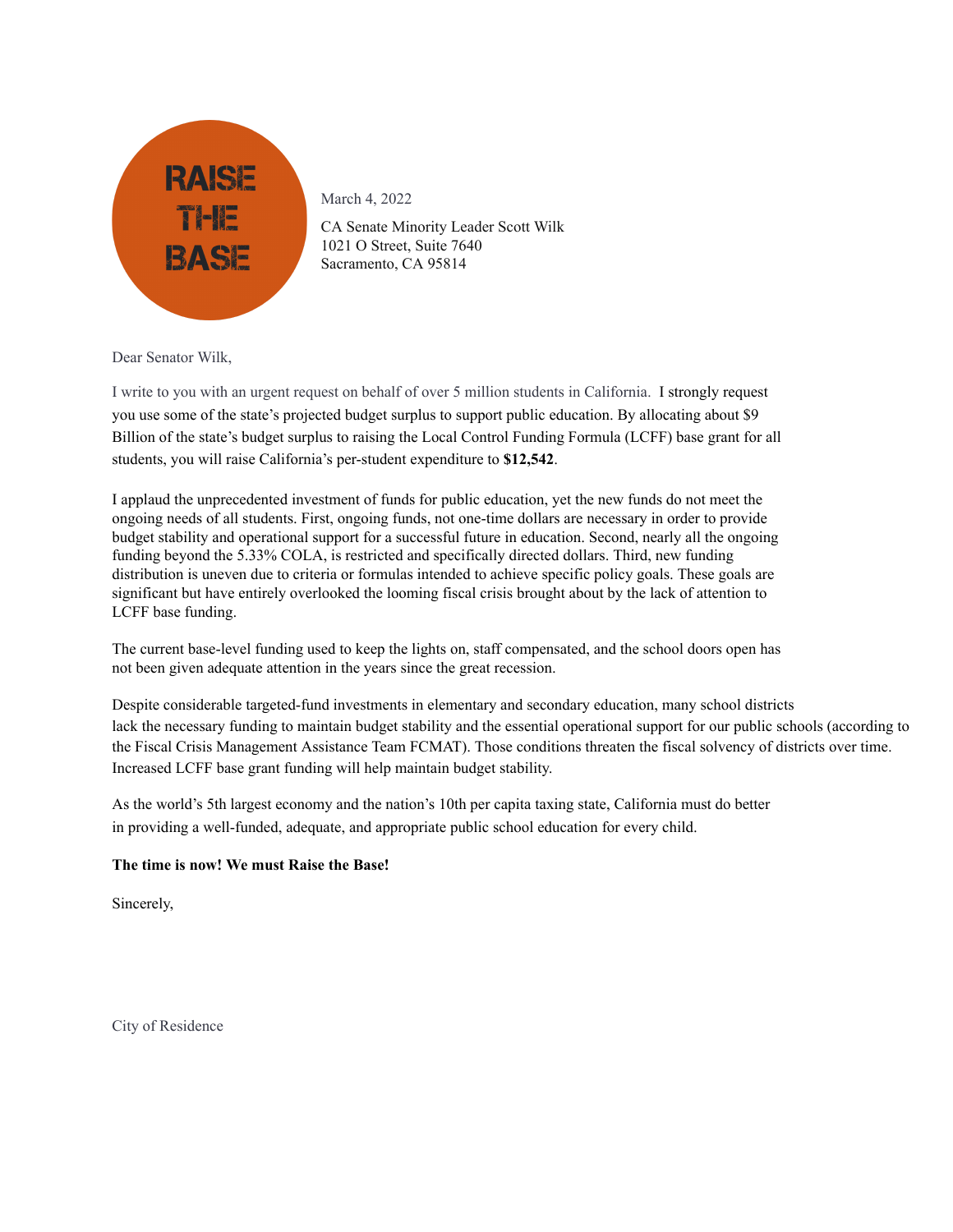RAISE THE BASE

March 4, 2022

CA Senate Minority Leader Scott Wilk
1021 O Street, Suite 7640
Sacramento, CA 95814

Dear Senator Wilk,

I write to you with an urgent request on behalf of over 5 million students in California. I strongly request you use some of the state's projected budget surplus to support public education. By allocating about $9 Billion of the state's budget surplus to raising the Local Control Funding Formula (LCFF) base grant for all students, you will raise California's per-student expenditure to **$12,542**.

I applaud the unprecedented investment of funds for public education, yet the new funds do not meet the ongoing needs of all students. First, ongoing funds, not one-time dollars are necessary in order to provide budget stability and operational support for a successful future in education. Second, nearly all the ongoing funding beyond the 5.33% COLA, is restricted and specifically directed dollars. Third, new funding distribution is uneven due to criteria or formulas intended to achieve specific policy goals. These goals are significant but have entirely overlooked the looming fiscal crisis brought about by the lack of attention to LCFF base funding.

The current base-level funding used to keep the lights on, staff compensated, and the school doors open has not been given adequate attention in the years since the great recession.

Despite considerable targeted-fund investments in elementary and secondary education, many school districts lack the necessary funding to maintain budget stability and the essential operational support for our public schools (according to the Fiscal Crisis Management Assistance Team FCMAT). Those conditions threaten the fiscal solvency of districts over time. Increased LCFF base grant funding will help maintain budget stability.

As the world's 5th largest economy and the nation's 10th per capita taxing state, California must do better in providing a well-funded, adequate, and appropriate public school education for every child.

**The time is now! We must Raise the Base!**

Sincerely,

City of Residence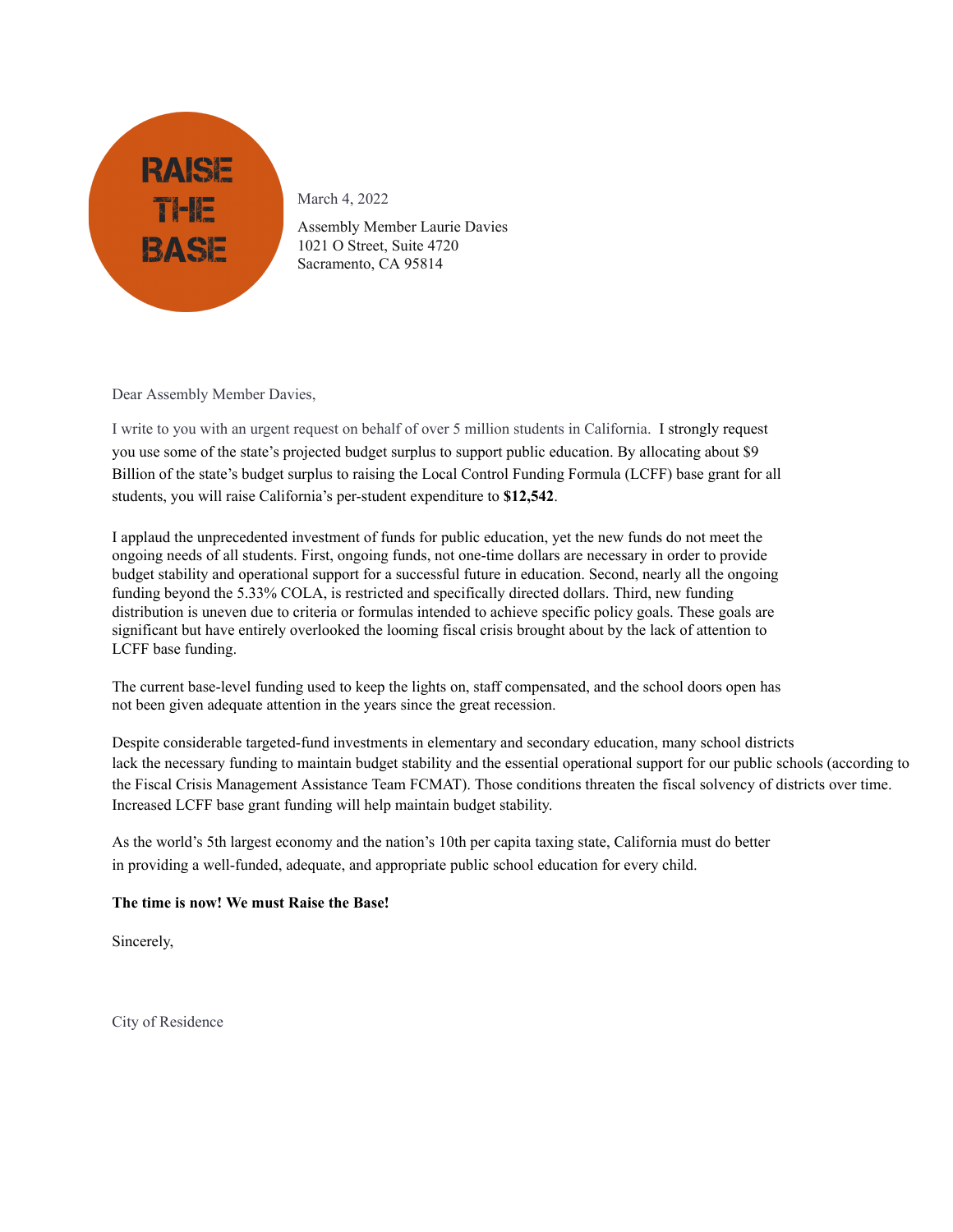RAISE THE BASE

March 4, 2022

Assembly Member Laurie Davies
1021 O Street, Suite 4720
Sacramento, CA 95814

Dear Assembly Member Davies,

I write to you with an urgent request on behalf of over 5 million students in California. I strongly request you use some of the state's projected budget surplus to support public education. By allocating about $9 Billion of the state's budget surplus to raising the Local Control Funding Formula (LCFF) base grant for all students, you will raise California's per-student expenditure to **$12,542**.

I applaud the unprecedented investment of funds for public education, yet the new funds do not meet the ongoing needs of all students. First, ongoing funds, not one-time dollars are necessary in order to provide budget stability and operational support for a successful future in education. Second, nearly all the ongoing funding beyond the 5.33% COLA, is restricted and specifically directed dollars. Third, new funding distribution is uneven due to criteria or formulas intended to achieve specific policy goals. These goals are significant but have entirely overlooked the looming fiscal crisis brought about by the lack of attention to LCFF base funding.

The current base-level funding used to keep the lights on, staff compensated, and the school doors open has not been given adequate attention in the years since the great recession.

Despite considerable targeted-fund investments in elementary and secondary education, many school districts lack the necessary funding to maintain budget stability and the essential operational support for our public schools (according to the Fiscal Crisis Management Assistance Team FCMAT). Those conditions threaten the fiscal solvency of districts over time. Increased LCFF base grant funding will help maintain budget stability.

As the world's 5th largest economy and the nation's 10th per capita taxing state, California must do better in providing a well-funded, adequate, and appropriate public school education for every child.

**The time is now! We must Raise the Base!**

Sincerely,

City of Residence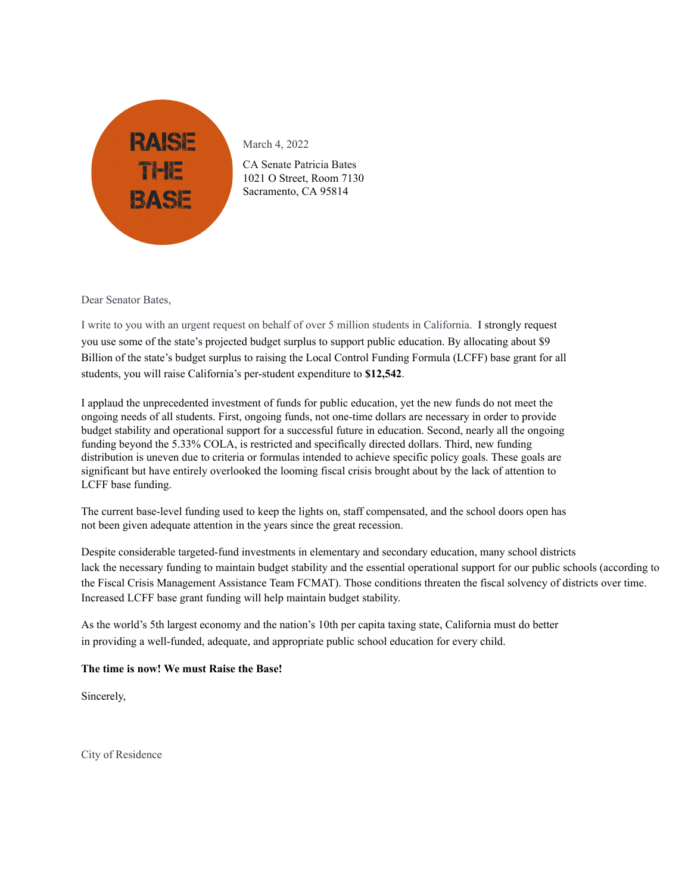RAISE THE BASE

March 4, 2022

CA Senate Patricia Bates
1021 O Street, Room 7130
Sacramento, CA 95814

Dear Senator Bates,

I write to you with an urgent request on behalf of over 5 million students in California. I strongly request you use some of the state's projected budget surplus to support public education. By allocating about $9 Billion of the state's budget surplus to raising the Local Control Funding Formula (LCFF) base grant for all students, you will raise California's per-student expenditure to **$12,542**.

I applaud the unprecedented investment of funds for public education, yet the new funds do not meet the ongoing needs of all students. First, ongoing funds, not one-time dollars are necessary in order to provide budget stability and operational support for a successful future in education. Second, nearly all the ongoing funding beyond the 5.33% COLA, is restricted and specifically directed dollars. Third, new funding distribution is uneven due to criteria or formulas intended to achieve specific policy goals. These goals are significant but have entirely overlooked the looming fiscal crisis brought about by the lack of attention to LCFF base funding.

The current base-level funding used to keep the lights on, staff compensated, and the school doors open has not been given adequate attention in the years since the great recession.

Despite considerable targeted-fund investments in elementary and secondary education, many school districts lack the necessary funding to maintain budget stability and the essential operational support for our public schools (according to the Fiscal Crisis Management Assistance Team FCMAT). Those conditions threaten the fiscal solvency of districts over time. Increased LCFF base grant funding will help maintain budget stability.

As the world's 5th largest economy and the nation's 10th per capita taxing state, California must do better in providing a well-funded, adequate, and appropriate public school education for every child.

**The time is now! We must Raise the Base!**

Sincerely,

City of Residence